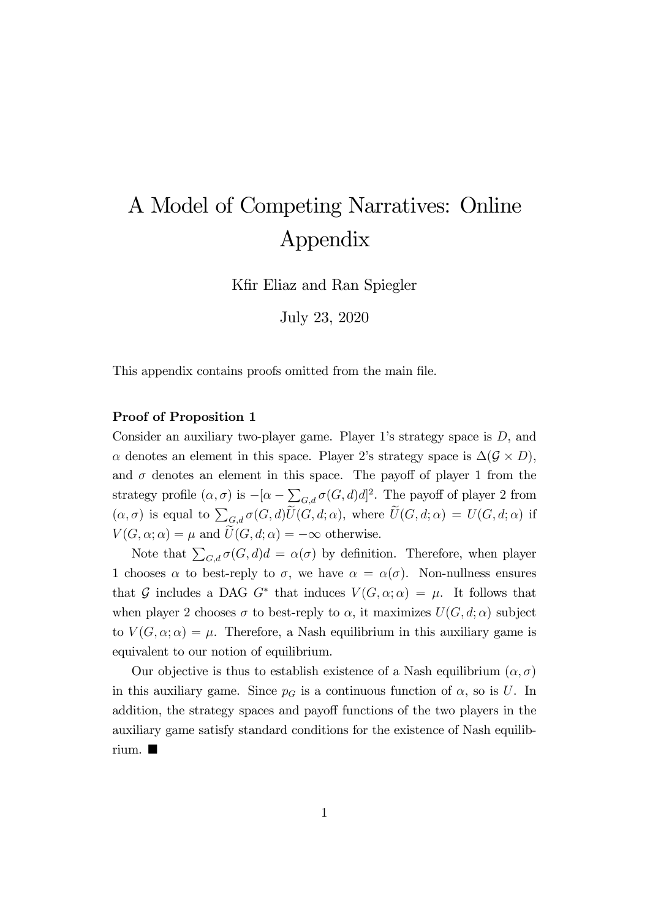# A Model of Competing Narratives: Online Appendix

Kfir Eliaz and Ran Spiegler

July 23, 2020

This appendix contains proofs omitted from the main file.

**Proof of Proposition 1**

Consider an auxiliary two-player game. Player 1's strategy space is $D$, and $\alpha$ denotes an element in this space. Player 2's strategy space is $\Delta(\mathcal{G} \times D)$, and $\sigma$ denotes an element in this space. The payoff of player 1 from the strategy profile $(\alpha, \sigma)$ is $-[\alpha - \sum_{G,d} \sigma(G, d)d]^2$. The payoff of player 2 from $(\alpha, \sigma)$ is equal to $\sum_{G,d} \sigma(G, d)\widetilde{U}(G, d; \alpha)$, where $\widetilde{U}(G, d; \alpha) = U(G, d; \alpha)$ if $V(G, \alpha; \alpha) = \mu$ and $\widetilde{U}(G, d; \alpha) = -\infty$ otherwise.

Note that $\sum_{G,d} \sigma(G, d)d = \alpha(\sigma)$ by definition. Therefore, when player 1 chooses $\alpha$ to best-reply to $\sigma$, we have $\alpha = \alpha(\sigma)$. Non-nullness ensures that $\mathcal{G}$ includes a DAG $G^*$ that induces $V(G, \alpha; \alpha) = \mu$. It follows that when player 2 chooses $\sigma$ to best-reply to $\alpha$, it maximizes $U(G, d; \alpha)$ subject to $V(G, \alpha; \alpha) = \mu$. Therefore, a Nash equilibrium in this auxiliary game is equivalent to our notion of equilibrium.

Our objective is thus to establish existence of a Nash equilibrium $(\alpha, \sigma)$ in this auxiliary game. Since $p_G$ is a continuous function of $\alpha$, so is $U$. In addition, the strategy spaces and payoff functions of the two players in the auxiliary game satisfy standard conditions for the existence of Nash equilibrium. ■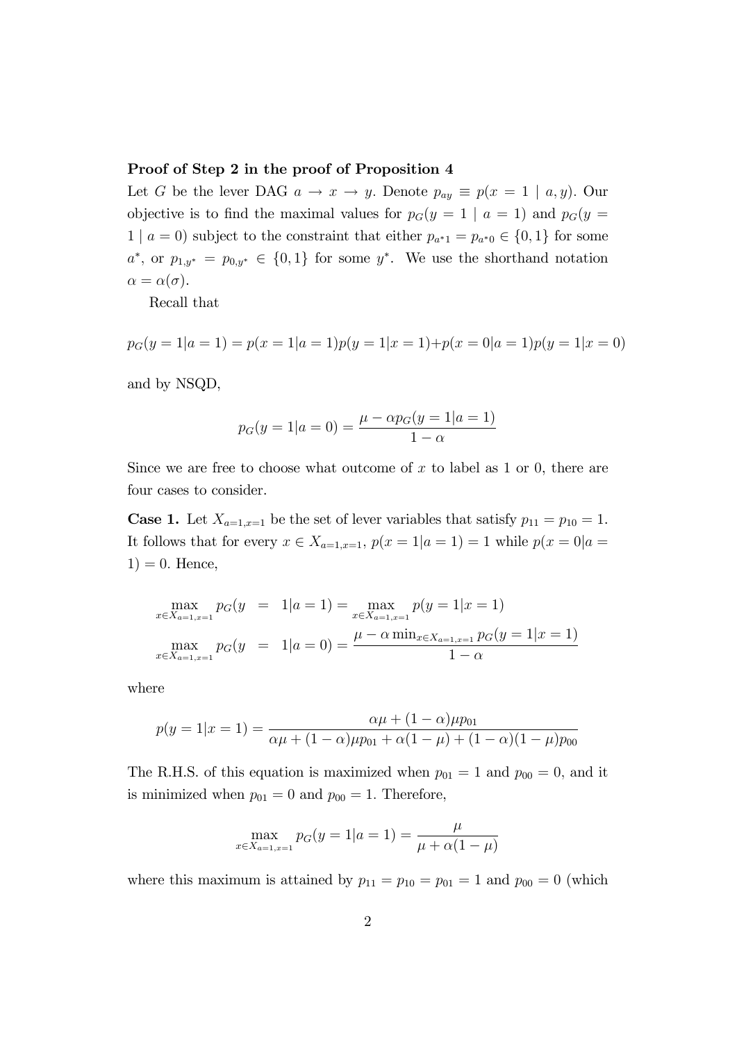**Proof of Step 2 in the proof of Proposition 4**

Let $G$ be the lever DAG $a \rightarrow x \rightarrow y$. Denote $p_{ay} \equiv p(x = 1 \mid a, y)$. Our objective is to find the maximal values for $p_G(y = 1 \mid a = 1)$ and $p_G(y = 1 \mid a = 0)$ subject to the constraint that either $p_{a^*1} = p_{a^*0} \in \{0, 1\}$ for some $a^*$, or $p_{1,y^*} = p_{0,y^*} \in \{0, 1\}$ for some $y^*$. We use the shorthand notation $\alpha = \alpha(\sigma)$.

Recall that

$$p_G(y = 1|a = 1) = p(x = 1|a = 1)p(y = 1|x = 1) + p(x = 0|a = 1)p(y = 1|x = 0)$$

and by NSQD,

$$p_G(y = 1|a = 0) = \frac{\mu - \alpha p_G(y = 1|a = 1)}{1 - \alpha}$$

Since we are free to choose what outcome of $x$ to label as 1 or 0, there are four cases to consider.

**Case 1.** Let $X_{a=1,x=1}$ be the set of lever variables that satisfy $p_{11} = p_{10} = 1$. It follows that for every $x \in X_{a=1,x=1}$, $p(x = 1|a = 1) = 1$ while $p(x = 0|a = 1) = 0$. Hence,

$$\max_{x \in X_{a=1,x=1}} p_G(y = 1|a = 1) = \max_{x \in X_{a=1,x=1}} p(y = 1|x = 1)$$

$$\max_{x \in X_{a=1,x=1}} p_G(y = 1|a = 0) = \frac{\mu - \alpha \min_{x \in X_{a=1,x=1}} p_G(y = 1|x = 1)}{1 - \alpha}$$

where

$$p(y = 1|x = 1) = \frac{\alpha\mu + (1 - \alpha)\mu p_{01}}{\alpha\mu + (1 - \alpha)\mu p_{01} + \alpha(1 - \mu) + (1 - \alpha)(1 - \mu)p_{00}}$$

The R.H.S. of this equation is maximized when $p_{01} = 1$ and $p_{00} = 0$, and it is minimized when $p_{01} = 0$ and $p_{00} = 1$. Therefore,

$$\max_{x \in X_{a=1,x=1}} p_G(y = 1|a = 1) = \frac{\mu}{\mu + \alpha(1 - \mu)}$$

where this maximum is attained by $p_{11} = p_{10} = p_{01} = 1$ and $p_{00} = 0$ (which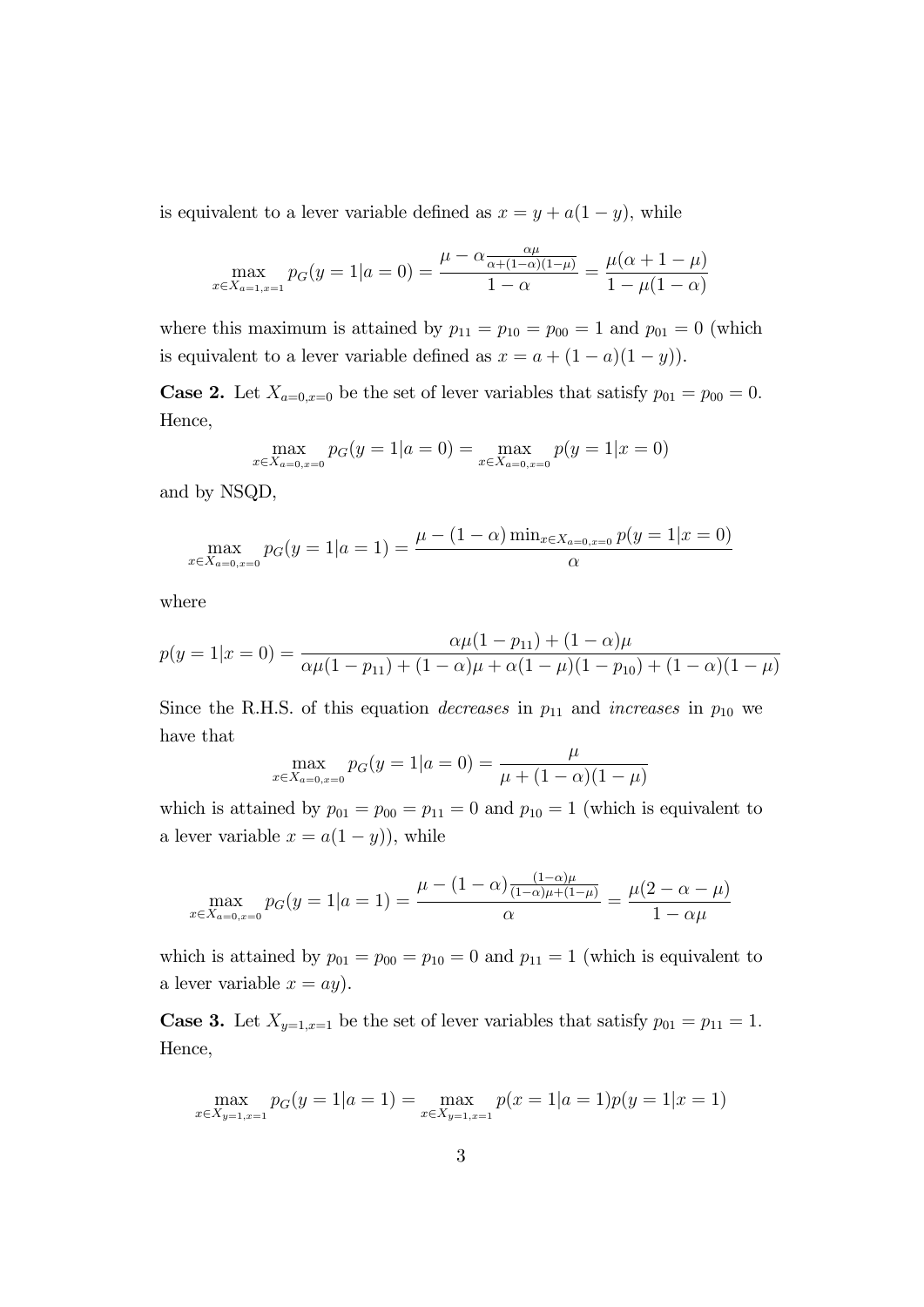is equivalent to a lever variable defined as $x = y + a(1-y)$, while

$$\max_{x \in X_{a=1,x=1}} p_G(y=1|a=0) = \frac{\mu - \alpha \frac{\alpha\mu}{\alpha+(1-\alpha)(1-\mu)}}{1-\alpha} = \frac{\mu(\alpha+1-\mu)}{1-\mu(1-\alpha)}$$

where this maximum is attained by $p_{11} = p_{10} = p_{00} = 1$ and $p_{01} = 0$ (which is equivalent to a lever variable defined as $x = a + (1-a)(1-y)$).

**Case 2.** Let $X_{a=0,x=0}$ be the set of lever variables that satisfy $p_{01} = p_{00} = 0$. Hence,

$$\max_{x \in X_{a=0,x=0}} p_G(y=1|a=0) = \max_{x \in X_{a=0,x=0}} p(y=1|x=0)$$

and by NSQD,

$$\max_{x \in X_{a=0,x=0}} p_G(y=1|a=1) = \frac{\mu - (1-\alpha)\min_{x \in X_{a=0,x=0}} p(y=1|x=0)}{\alpha}$$

where

$$p(y=1|x=0) = \frac{\alpha\mu(1-p_{11}) + (1-\alpha)\mu}{\alpha\mu(1-p_{11}) + (1-\alpha)\mu + \alpha(1-\mu)(1-p_{10}) + (1-\alpha)(1-\mu)}$$

Since the R.H.S. of this equation *decreases* in $p_{11}$ and *increases* in $p_{10}$ we have that

$$\max_{x \in X_{a=0,x=0}} p_G(y=1|a=0) = \frac{\mu}{\mu + (1-\alpha)(1-\mu)}$$

which is attained by $p_{01} = p_{00} = p_{11} = 0$ and $p_{10} = 1$ (which is equivalent to a lever variable $x = a(1-y)$), while

$$\max_{x \in X_{a=0,x=0}} p_G(y=1|a=1) = \frac{\mu - (1-\alpha)\frac{(1-\alpha)\mu}{(1-\alpha)\mu+(1-\mu)}}{\alpha} = \frac{\mu(2-\alpha-\mu)}{1-\alpha\mu}$$

which is attained by $p_{01} = p_{00} = p_{10} = 0$ and $p_{11} = 1$ (which is equivalent to a lever variable $x = ay$).

**Case 3.** Let $X_{y=1,x=1}$ be the set of lever variables that satisfy $p_{01} = p_{11} = 1$. Hence,

$$\max_{x \in X_{y=1,x=1}} p_G(y=1|a=1) = \max_{x \in X_{y=1,x=1}} p(x=1|a=1)p(y=1|x=1)$$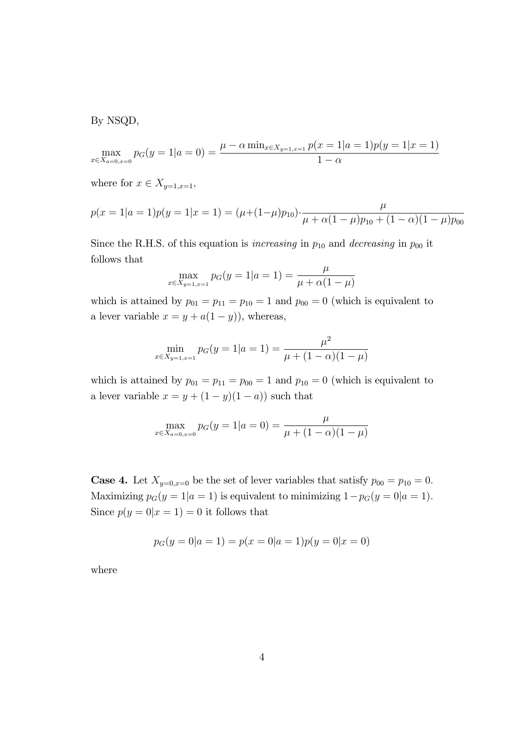By NSQD,

$$\max_{x \in X_{a=0,x=0}} p_G(y=1|a=0) = \frac{\mu - \alpha \min_{x \in X_{y=1,x=1}} p(x=1|a=1)p(y=1|x=1)}{1-\alpha}$$

where for $x \in X_{y=1,x=1}$,

$$p(x=1|a=1)p(y=1|x=1) = (\mu + (1-\mu)p_{10}) \cdot \frac{\mu}{\mu + \alpha(1-\mu)p_{10} + (1-\alpha)(1-\mu)p_{00}}$$

Since the R.H.S. of this equation is *increasing* in $p_{10}$ and *decreasing* in $p_{00}$ it follows that

$$\max_{x \in X_{y=1,x=1}} p_G(y=1|a=1) = \frac{\mu}{\mu + \alpha(1-\mu)}$$

which is attained by $p_{01} = p_{11} = p_{10} = 1$ and $p_{00} = 0$ (which is equivalent to a lever variable $x = y + a(1-y)$), whereas,

$$\min_{x \in X_{y=1,x=1}} p_G(y=1|a=1) = \frac{\mu^2}{\mu + (1-\alpha)(1-\mu)}$$

which is attained by $p_{01} = p_{11} = p_{00} = 1$ and $p_{10} = 0$ (which is equivalent to a lever variable $x = y + (1-y)(1-a)$) such that

$$\max_{x \in X_{a=0,x=0}} p_G(y=1|a=0) = \frac{\mu}{\mu + (1-\alpha)(1-\mu)}$$

**Case 4.** Let $X_{y=0,x=0}$ be the set of lever variables that satisfy $p_{00} = p_{10} = 0$. Maximizing $p_G(y=1|a=1)$ is equivalent to minimizing $1 - p_G(y=0|a=1)$. Since $p(y=0|x=1) = 0$ it follows that

$$p_G(y=0|a=1) = p(x=0|a=1)p(y=0|x=0)$$

where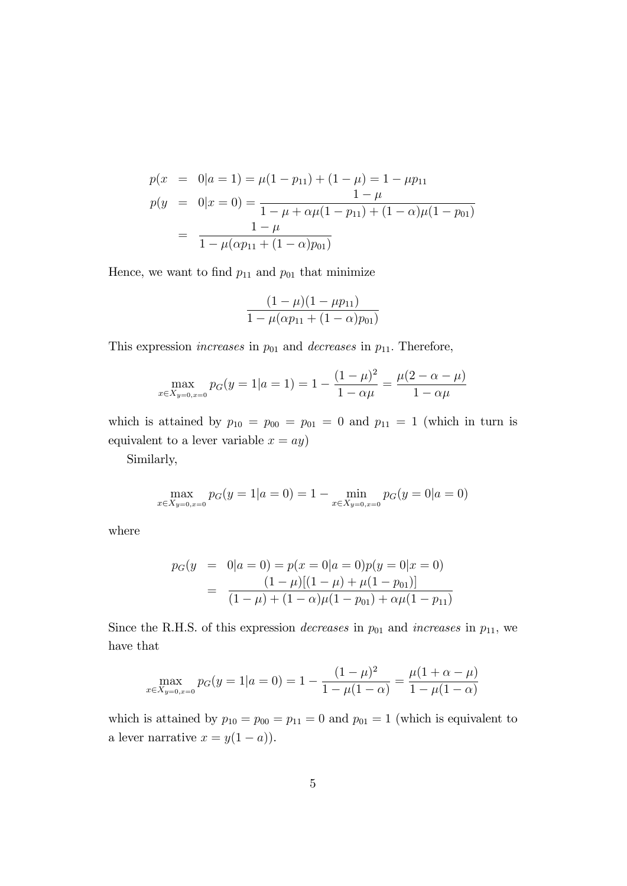$$
\begin{aligned}
p(x &= 0|a = 1) = \mu(1 - p_{11}) + (1 - \mu) = 1 - \mu p_{11} \\
p(y &= 0|x = 0) = \frac{1 - \mu}{1 - \mu + \alpha\mu(1 - p_{11}) + (1 - \alpha)\mu(1 - p_{01})} \\
&= \frac{1 - \mu}{1 - \mu(\alpha p_{11} + (1 - \alpha)p_{01})}
\end{aligned}
$$

Hence, we want to find $p_{11}$ and $p_{01}$ that minimize

$$
\frac{(1 - \mu)(1 - \mu p_{11})}{1 - \mu(\alpha p_{11} + (1 - \alpha)p_{01})}
$$

This expression *increases* in $p_{01}$ and *decreases* in $p_{11}$. Therefore,

$$
\max_{x \in X_{y=0,x=0}} p_G(y = 1|a = 1) = 1 - \frac{(1 - \mu)^2}{1 - \alpha\mu} = \frac{\mu(2 - \alpha - \mu)}{1 - \alpha\mu}
$$

which is attained by $p_{10} = p_{00} = p_{01} = 0$ and $p_{11} = 1$ (which in turn is equivalent to a lever variable $x = ay$)

Similarly,

$$
\max_{x \in X_{y=0,x=0}} p_G(y = 1|a = 0) = 1 - \min_{x \in X_{y=0,x=0}} p_G(y = 0|a = 0)
$$

where

$$
\begin{aligned}
p_G(y &= 0|a = 0) = p(x = 0|a = 0)p(y = 0|x = 0) \\
&= \frac{(1 - \mu)[(1 - \mu) + \mu(1 - p_{01})]}{(1 - \mu) + (1 - \alpha)\mu(1 - p_{01}) + \alpha\mu(1 - p_{11})}
\end{aligned}
$$

Since the R.H.S. of this expression *decreases* in $p_{01}$ and *increases* in $p_{11}$, we have that

$$
\max_{x \in X_{y=0,x=0}} p_G(y = 1|a = 0) = 1 - \frac{(1 - \mu)^2}{1 - \mu(1 - \alpha)} = \frac{\mu(1 + \alpha - \mu)}{1 - \mu(1 - \alpha)}
$$

which is attained by $p_{10} = p_{00} = p_{11} = 0$ and $p_{01} = 1$ (which is equivalent to a lever narrative $x = y(1 - a)$).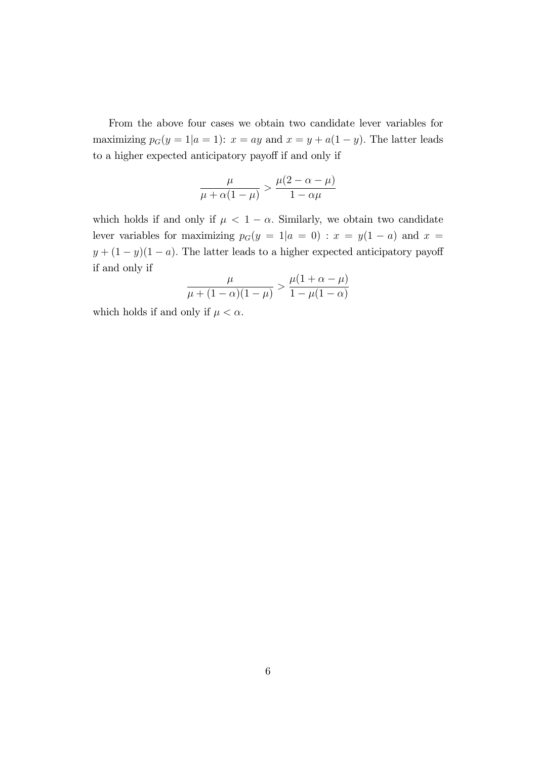From the above four cases we obtain two candidate lever variables for maximizing $p_G(y = 1|a = 1)$: $x = ay$ and $x = y + a(1 - y)$. The latter leads to a higher expected anticipatory payoff if and only if

$$\frac{\mu}{\mu + \alpha(1 - \mu)} > \frac{\mu(2 - \alpha - \mu)}{1 - \alpha\mu}$$

which holds if and only if $\mu < 1 - \alpha$. Similarly, we obtain two candidate lever variables for maximizing $p_G(y = 1|a = 0)$ : $x = y(1 - a)$ and $x = y + (1 - y)(1 - a)$. The latter leads to a higher expected anticipatory payoff if and only if

$$\frac{\mu}{\mu + (1 - \alpha)(1 - \mu)} > \frac{\mu(1 + \alpha - \mu)}{1 - \mu(1 - \alpha)}$$

which holds if and only if $\mu < \alpha$.